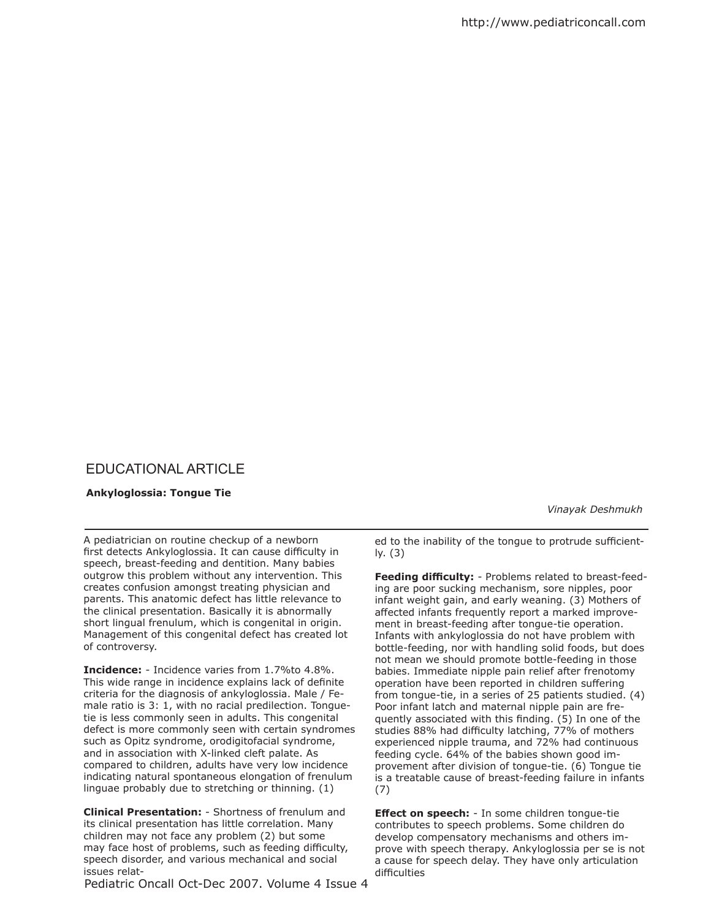# EDUCATIONAL ARTICLE

**Ankyloglossia: Tongue Tie**

*Vinayak Deshmukh*

A pediatrician on routine checkup of a newborn first detects Ankyloglossia. It can cause difficulty in speech, breast-feeding and dentition. Many babies outgrow this problem without any intervention. This creates confusion amongst treating physician and parents. This anatomic defect has little relevance to the clinical presentation. Basically it is abnormally short lingual frenulum, which is congenital in origin. Management of this congenital defect has created lot of controversy.

**Incidence:** - Incidence varies from 1.7%to 4.8%. This wide range in incidence explains lack of definite criteria for the diagnosis of ankyloglossia. Male / Female ratio is 3: 1, with no racial predilection. Tongue-tie is less commonly seen in adults. This congenital defect is more commonly seen with certain syndromes such as Opitz syndrome, orodigitofacial syndrome, and in association with X-linked cleft palate. As compared to children, adults have very low incidence indicating natural spontaneous elongation of frenulum linguae probably due to stretching or thinning. (1)

**Clinical Presentation:** - Shortness of frenulum and its clinical presentation has little correlation. Many children may not face any problem (2) but some may face host of problems, such as feeding difficulty, speech disorder, and various mechanical and social issues related to the inability of the tongue to protrude sufficiently. (3)

**Feeding difficulty:** - Problems related to breast-feeding are poor sucking mechanism, sore nipples, poor infant weight gain, and early weaning. (3) Mothers of affected infants frequently report a marked improvement in breast-feeding after tongue-tie operation. Infants with ankyloglossia do not have problem with bottle-feeding, nor with handling solid foods, but does not mean we should promote bottle-feeding in those babies. Immediate nipple pain relief after frenotomy operation have been reported in children suffering from tongue-tie, in a series of 25 patients studied. (4) Poor infant latch and maternal nipple pain are frequently associated with this finding. (5) In one of the studies 88% had difficulty latching, 77% of mothers experienced nipple trauma, and 72% had continuous feeding cycle. 64% of the babies shown good improvement after division of tongue-tie. (6) Tongue tie is a treatable cause of breast-feeding failure in infants (7)

**Effect on speech:** - In some children tongue-tie contributes to speech problems. Some children do develop compensatory mechanisms and others improve with speech therapy. Ankyloglossia per se is not a cause for speech delay. They have only articulation difficulties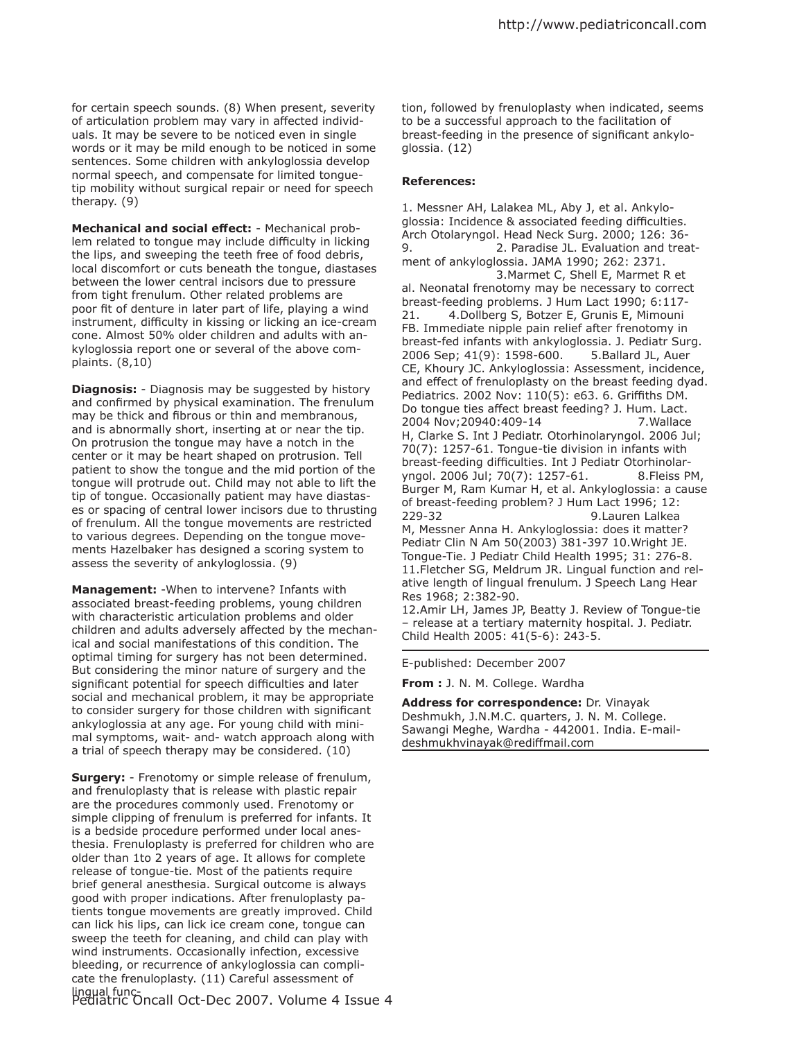for certain speech sounds. (8) When present, severity of articulation problem may vary in affected individuals. It may be severe to be noticed even in single words or it may be mild enough to be noticed in some sentences. Some children with ankyloglossia develop normal speech, and compensate for limited tongue-tip mobility without surgical repair or need for speech therapy. (9)

**Mechanical and social effect:** - Mechanical problem related to tongue may include difficulty in licking the lips, and sweeping the teeth free of food debris, local discomfort or cuts beneath the tongue, diastases between the lower central incisors due to pressure from tight frenulum. Other related problems are poor fit of denture in later part of life, playing a wind instrument, difficulty in kissing or licking an ice-cream cone. Almost 50% older children and adults with ankyloglossia report one or several of the above complaints. (8,10)

**Diagnosis:** - Diagnosis may be suggested by history and confirmed by physical examination. The frenulum may be thick and fibrous or thin and membranous, and is abnormally short, inserting at or near the tip. On protrusion the tongue may have a notch in the center or it may be heart shaped on protrusion. Tell patient to show the tongue and the mid portion of the tongue will protrude out. Child may not able to lift the tip of tongue. Occasionally patient may have diastases or spacing of central lower incisors due to thrusting of frenulum. All the tongue movements are restricted to various degrees. Depending on the tongue movements Hazelbaker has designed a scoring system to assess the severity of ankyloglossia. (9)

**Management:** -When to intervene? Infants with associated breast-feeding problems, young children with characteristic articulation problems and older children and adults adversely affected by the mechanical and social manifestations of this condition. The optimal timing for surgery has not been determined. But considering the minor nature of surgery and the significant potential for speech difficulties and later social and mechanical problem, it may be appropriate to consider surgery for those children with significant ankyloglossia at any age. For young child with minimal symptoms, wait- and- watch approach along with a trial of speech therapy may be considered. (10)

**Surgery:** - Frenotomy or simple release of frenulum, and frenuloplasty that is release with plastic repair are the procedures commonly used. Frenotomy or simple clipping of frenulum is preferred for infants. It is a bedside procedure performed under local anesthesia. Frenuloplasty is preferred for children who are older than 1to 2 years of age. It allows for complete release of tongue-tie. Most of the patients require brief general anesthesia. Surgical outcome is always good with proper indications. After frenuloplasty patients tongue movements are greatly improved. Child can lick his lips, can lick ice cream cone, tongue can sweep the teeth for cleaning, and child can play with wind instruments. Occasionally infection, excessive bleeding, or recurrence of ankyloglossia can complicate the frenuloplasty. (11) Careful assessment of lingual function, followed by frenuloplasty when indicated, seems to be a successful approach to the facilitation of breast-feeding in the presence of significant ankyloglossia. (12)

**References:**

1. Messner AH, Lalakea ML, Aby J, et al. Ankyloglossia: Incidence & associated feeding difficulties. Arch Otolaryngol. Head Neck Surg. 2000; 126: 36-9.
2. Paradise JL. Evaluation and treatment of ankyloglossia. JAMA 1990; 262: 2371.
3. Marmet C, Shell E, Marmet R et al. Neonatal frenotomy may be necessary to correct breast-feeding problems. J Hum Lact 1990; 6:117-21.
4. Dollberg S, Botzer E, Grunis E, Mimouni FB. Immediate nipple pain relief after frenotomy in breast-fed infants with ankyloglossia. J. Pediatr Surg. 2006 Sep; 41(9): 1598-600.
5. Ballard JL, Auer CE, Khoury JC. Ankyloglossia: Assessment, incidence, and effect of frenuloplasty on the breast feeding dyad. Pediatrics. 2002 Nov: 110(5): e63.
6. Griffiths DM. Do tongue ties affect breast feeding? J. Hum. Lact. 2004 Nov;20940:409-14
7. Wallace H, Clarke S. Int J Pediatr. Otorhinolaryngol. 2006 Jul; 70(7): 1257-61. Tongue-tie division in infants with breast-feeding difficulties. Int J Pediatr Otorhinolaryngol. 2006 Jul; 70(7): 1257-61.
8. Fleiss PM, Burger M, Ram Kumar H, et al. Ankyloglossia: a cause of breast-feeding problem? J Hum Lact 1996; 12: 229-32
9. Lauren Lalkea M, Messner Anna H. Ankyloglossia: does it matter? Pediatr Clin N Am 50(2003) 381-397
10. Wright JE. Tongue-Tie. J Pediatr Child Health 1995; 31: 276-8.
11. Fletcher SG, Meldrum JR. Lingual function and relative length of lingual frenulum. J Speech Lang Hear Res 1968; 2:382-90.
12. Amir LH, James JP, Beatty J. Review of Tongue-tie – release at a tertiary maternity hospital. J. Pediatr. Child Health 2005: 41(5-6): 243-5.

E-published: December 2007

**From :** J. N. M. College. Wardha

**Address for correspondence:** Dr. Vinayak Deshmukh, J.N.M.C. quarters, J. N. M. College. Sawangi Meghe, Wardha - 442001. India. E-mail- deshmukhvinayak@rediffmail.com